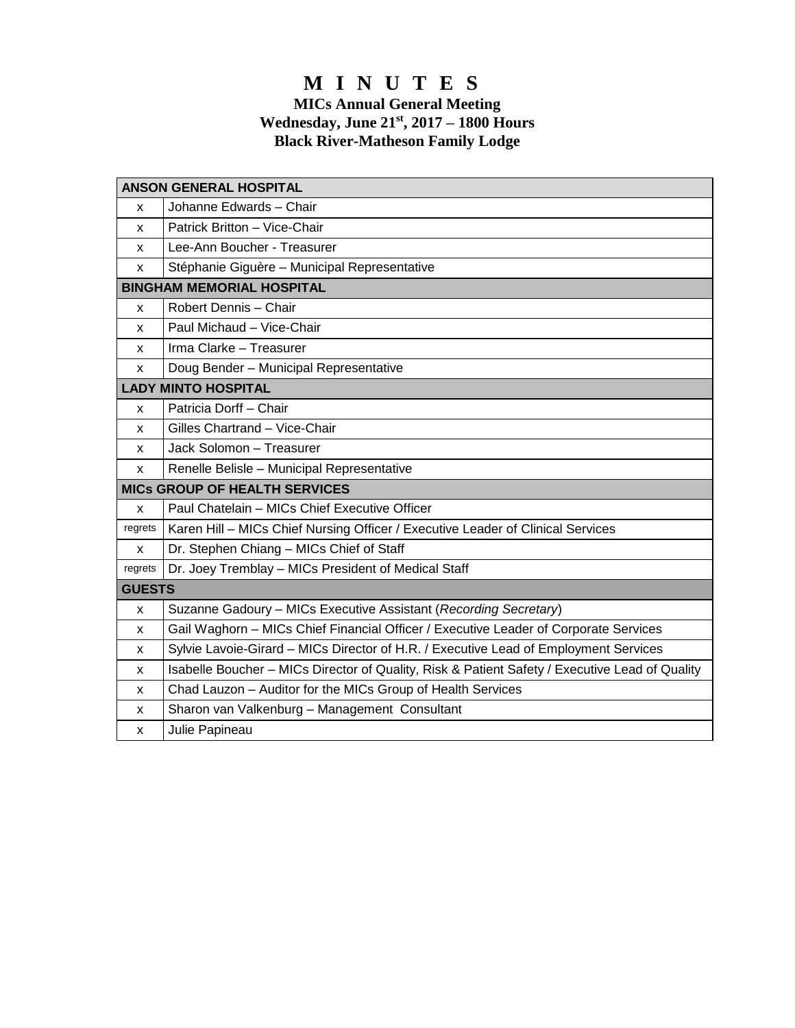# M I N U T E S

**MICs Annual General Meeting**
**Wednesday, June 21st, 2017 – 1800 Hours**
**Black River-Matheson Family Lodge**

| **ANSON GENERAL HOSPITAL** | |
|---|---|
| x | Johanne Edwards – Chair |
| x | Patrick Britton – Vice-Chair |
| x | Lee-Ann Boucher - Treasurer |
| x | Stéphanie Giguère – Municipal Representative |
| **BINGHAM MEMORIAL HOSPITAL** | |
| x | Robert Dennis – Chair |
| x | Paul Michaud – Vice-Chair |
| x | Irma Clarke – Treasurer |
| x | Doug Bender – Municipal Representative |
| **LADY MINTO HOSPITAL** | |
| x | Patricia Dorff – Chair |
| x | Gilles Chartrand – Vice-Chair |
| x | Jack Solomon – Treasurer |
| x | Renelle Belisle – Municipal Representative |
| **MICs GROUP OF HEALTH SERVICES** | |
| x | Paul Chatelain – MICs Chief Executive Officer |
| regrets | Karen Hill – MICs Chief Nursing Officer / Executive Leader of Clinical Services |
| x | Dr. Stephen Chiang – MICs Chief of Staff |
| regrets | Dr. Joey Tremblay – MICs President of Medical Staff |
| **GUESTS** | |
| x | Suzanne Gadoury – MICs Executive Assistant (*Recording Secretary*) |
| x | Gail Waghorn – MICs Chief Financial Officer / Executive Leader of Corporate Services |
| x | Sylvie Lavoie-Girard – MICs Director of H.R. / Executive Lead of Employment Services |
| x | Isabelle Boucher – MICs Director of Quality, Risk & Patient Safety / Executive Lead of Quality |
| x | Chad Lauzon – Auditor for the MICs Group of Health Services |
| x | Sharon van Valkenburg – Management Consultant |
| x | Julie Papineau |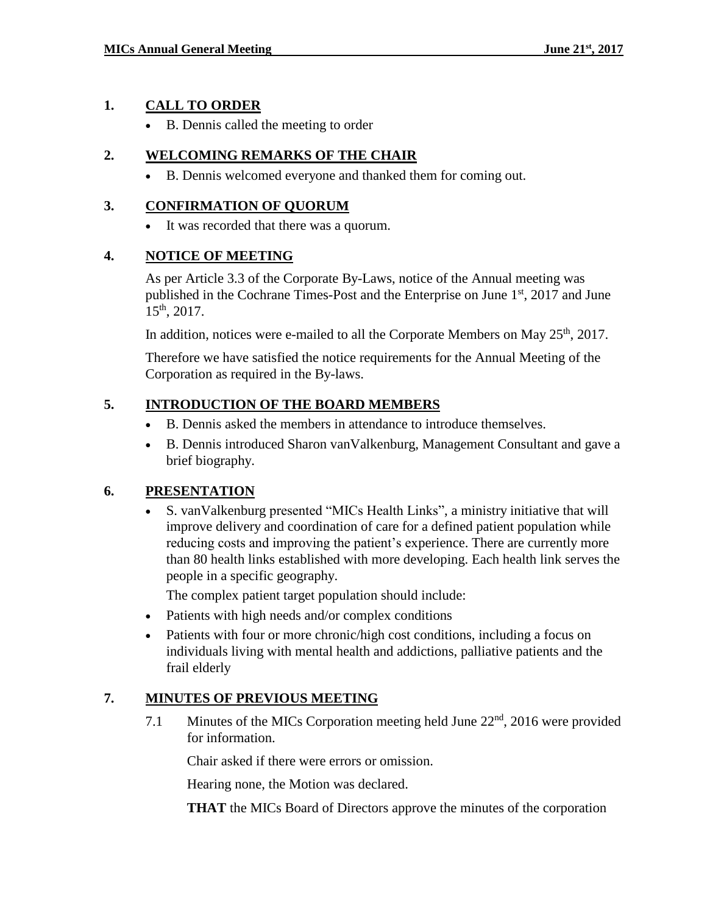## 1. CALL TO ORDER

- B. Dennis called the meeting to order

## 2. WELCOMING REMARKS OF THE CHAIR

- B. Dennis welcomed everyone and thanked them for coming out.

## 3. CONFIRMATION OF QUORUM

- It was recorded that there was a quorum.

## 4. NOTICE OF MEETING

As per Article 3.3 of the Corporate By-Laws, notice of the Annual meeting was published in the Cochrane Times-Post and the Enterprise on June 1st, 2017 and June 15th, 2017.

In addition, notices were e-mailed to all the Corporate Members on May 25th, 2017.

Therefore we have satisfied the notice requirements for the Annual Meeting of the Corporation as required in the By-laws.

## 5. INTRODUCTION OF THE BOARD MEMBERS

- B. Dennis asked the members in attendance to introduce themselves.
- B. Dennis introduced Sharon vanValkenburg, Management Consultant and gave a brief biography.

## 6. PRESENTATION

- S. vanValkenburg presented "MICs Health Links", a ministry initiative that will improve delivery and coordination of care for a defined patient population while reducing costs and improving the patient's experience. There are currently more than 80 health links established with more developing. Each health link serves the people in a specific geography.

  The complex patient target population should include:
- Patients with high needs and/or complex conditions
- Patients with four or more chronic/high cost conditions, including a focus on individuals living with mental health and addictions, palliative patients and the frail elderly

## 7. MINUTES OF PREVIOUS MEETING

7.1 Minutes of the MICs Corporation meeting held June 22nd, 2016 were provided for information.

Chair asked if there were errors or omission.

Hearing none, the Motion was declared.

**THAT** the MICs Board of Directors approve the minutes of the corporation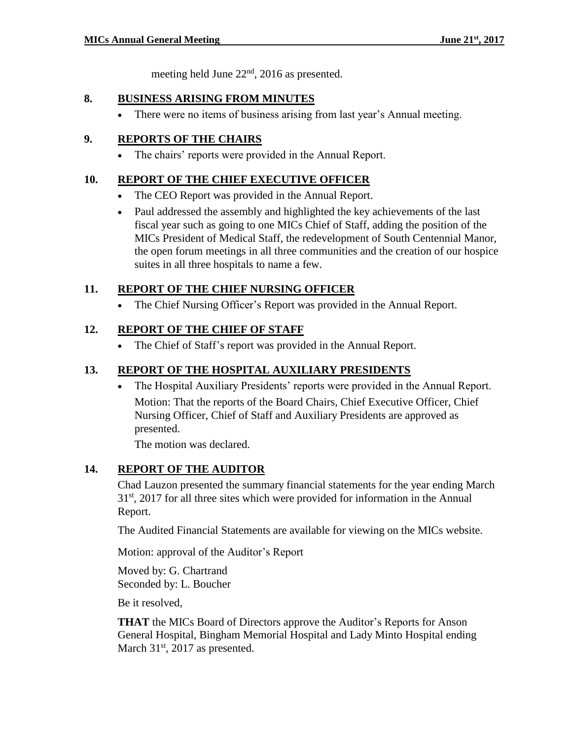meeting held June 22nd, 2016 as presented.

## 8. BUSINESS ARISING FROM MINUTES

- There were no items of business arising from last year's Annual meeting.

## 9. REPORTS OF THE CHAIRS

- The chairs' reports were provided in the Annual Report.

## 10. REPORT OF THE CHIEF EXECUTIVE OFFICER

- The CEO Report was provided in the Annual Report.
- Paul addressed the assembly and highlighted the key achievements of the last fiscal year such as going to one MICs Chief of Staff, adding the position of the MICs President of Medical Staff, the redevelopment of South Centennial Manor, the open forum meetings in all three communities and the creation of our hospice suites in all three hospitals to name a few.

## 11. REPORT OF THE CHIEF NURSING OFFICER

- The Chief Nursing Officer's Report was provided in the Annual Report.

## 12. REPORT OF THE CHIEF OF STAFF

- The Chief of Staff's report was provided in the Annual Report.

## 13. REPORT OF THE HOSPITAL AUXILIARY PRESIDENTS

- The Hospital Auxiliary Presidents' reports were provided in the Annual Report.

  Motion: That the reports of the Board Chairs, Chief Executive Officer, Chief Nursing Officer, Chief of Staff and Auxiliary Presidents are approved as presented.

  The motion was declared.

## 14. REPORT OF THE AUDITOR

Chad Lauzon presented the summary financial statements for the year ending March 31st, 2017 for all three sites which were provided for information in the Annual Report.

The Audited Financial Statements are available for viewing on the MICs website.

Motion: approval of the Auditor's Report

Moved by: G. Chartrand
Seconded by: L. Boucher

Be it resolved,

**THAT** the MICs Board of Directors approve the Auditor's Reports for Anson General Hospital, Bingham Memorial Hospital and Lady Minto Hospital ending March 31st, 2017 as presented.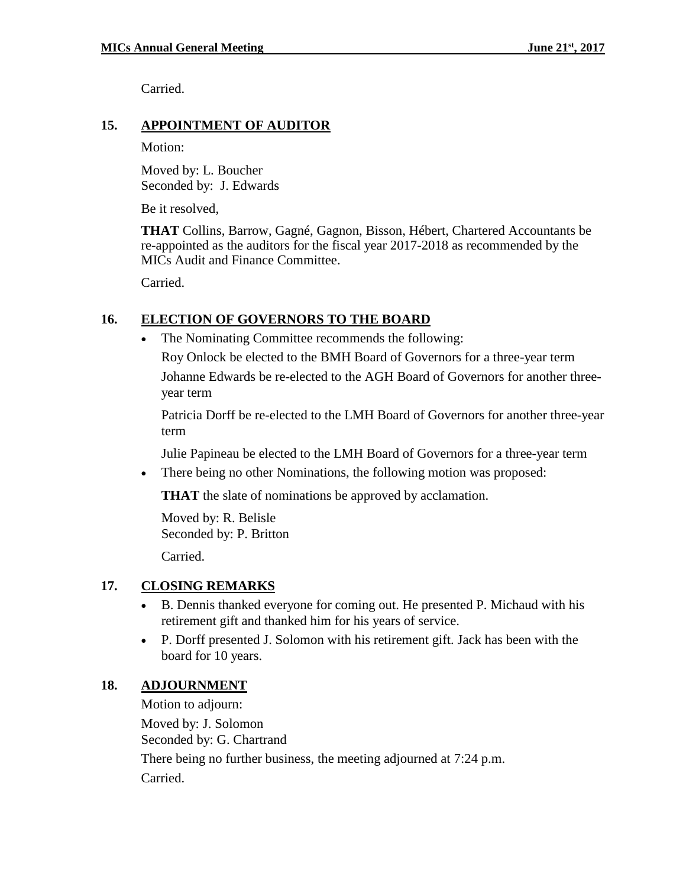Carried.

## 15. APPOINTMENT OF AUDITOR

Motion:

Moved by: L. Boucher
Seconded by: J. Edwards

Be it resolved,

**THAT** Collins, Barrow, Gagné, Gagnon, Bisson, Hébert, Chartered Accountants be re-appointed as the auditors for the fiscal year 2017-2018 as recommended by the MICs Audit and Finance Committee.

Carried.

## 16. ELECTION OF GOVERNORS TO THE BOARD

- The Nominating Committee recommends the following:

  Roy Onlock be elected to the BMH Board of Governors for a three-year term

  Johanne Edwards be re-elected to the AGH Board of Governors for another three-year term

  Patricia Dorff be re-elected to the LMH Board of Governors for another three-year term

  Julie Papineau be elected to the LMH Board of Governors for a three-year term

- There being no other Nominations, the following motion was proposed:

  **THAT** the slate of nominations be approved by acclamation.

  Moved by: R. Belisle
  Seconded by: P. Britton

  Carried.

## 17. CLOSING REMARKS

- B. Dennis thanked everyone for coming out. He presented P. Michaud with his retirement gift and thanked him for his years of service.
- P. Dorff presented J. Solomon with his retirement gift. Jack has been with the board for 10 years.

## 18. ADJOURNMENT

Motion to adjourn:

Moved by: J. Solomon
Seconded by: G. Chartrand

There being no further business, the meeting adjourned at 7:24 p.m.

Carried.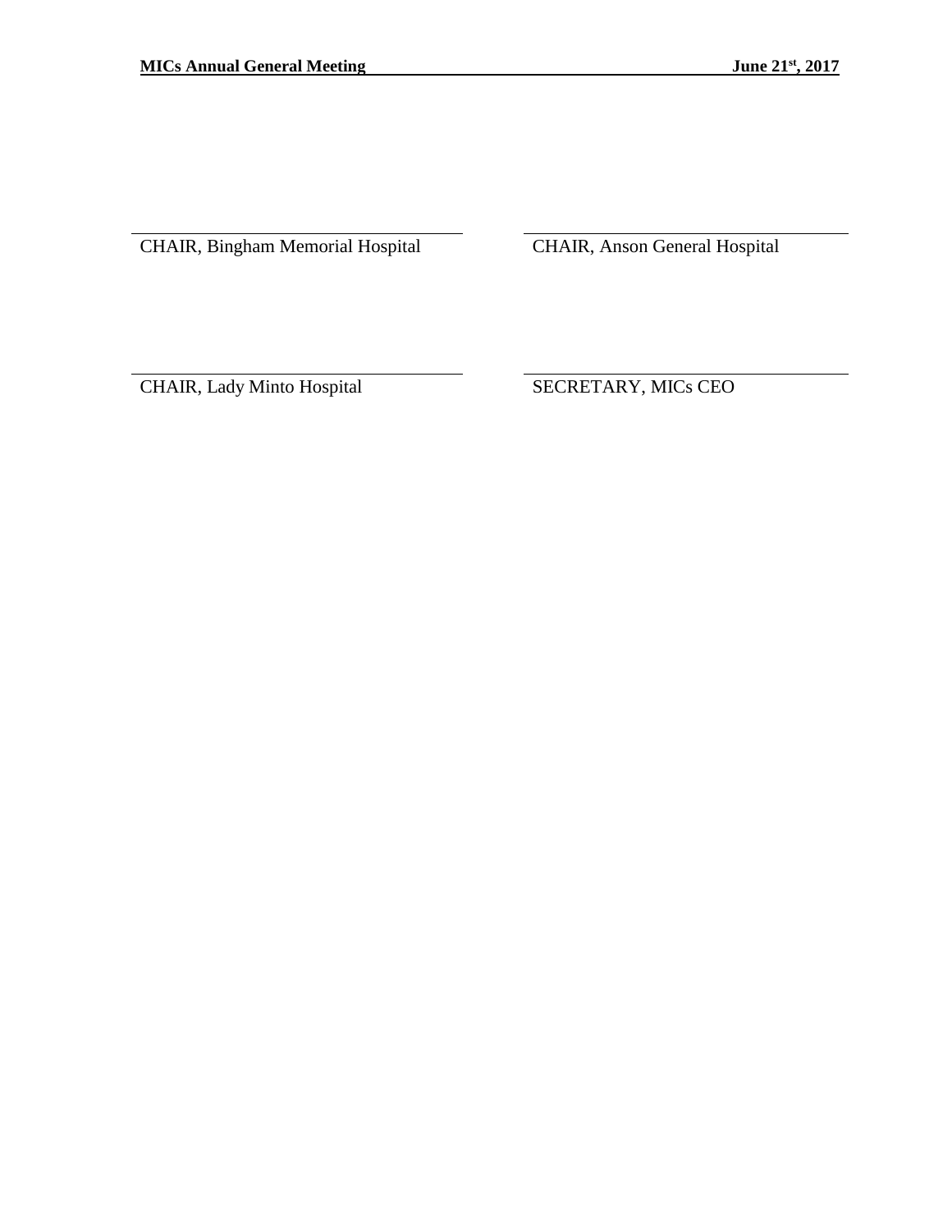| | |
|---|---|
| CHAIR, Bingham Memorial Hospital | CHAIR, Anson General Hospital |
| CHAIR, Lady Minto Hospital | SECRETARY, MICs CEO |